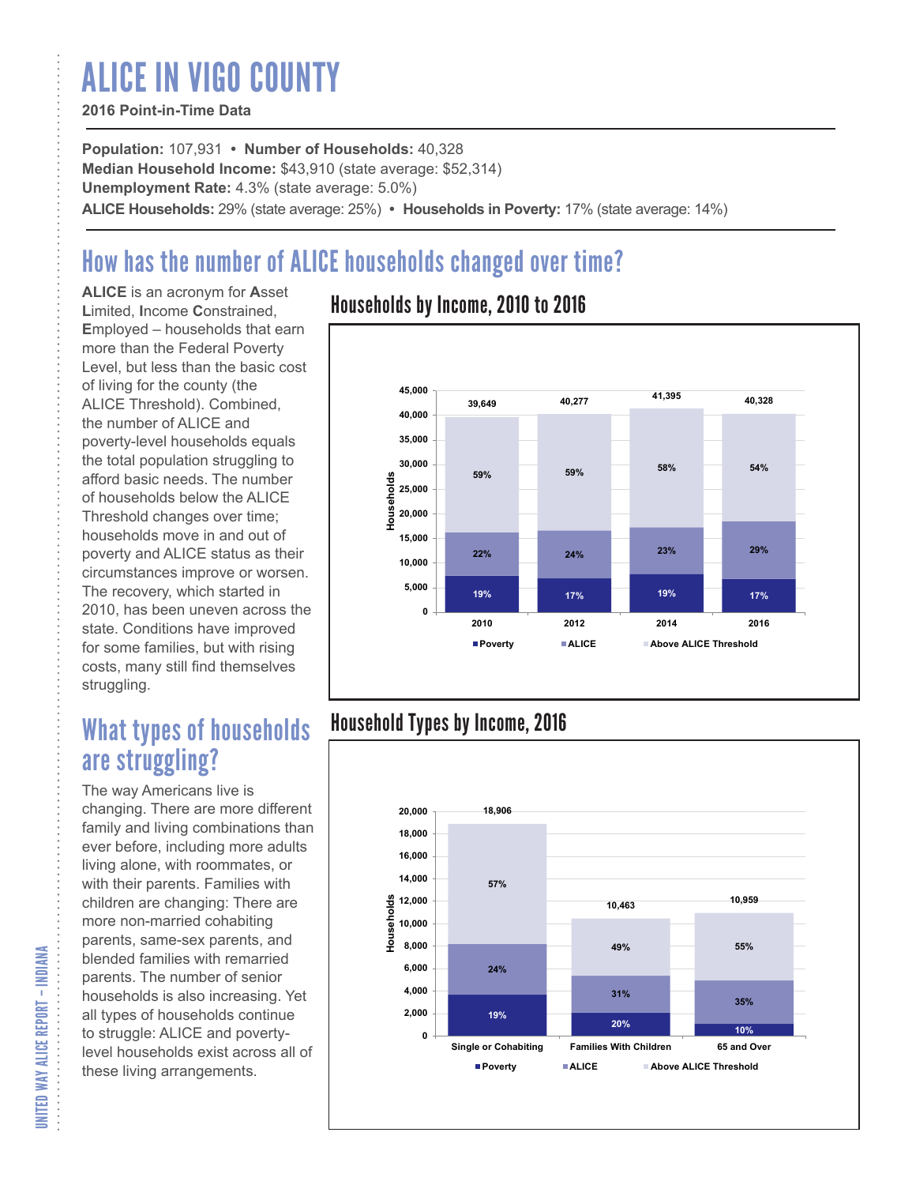# ALICE IN VIGO COUNTY

**2016 Point-in-Time Data**

**Population:** 107,931 • **Number of Households:** 40,328
**Median Household Income:** $43,910 (state average: $52,314)
**Unemployment Rate:** 4.3% (state average: 5.0%)
**ALICE Households:** 29% (state average: 25%) • **Households in Poverty:** 17% (state average: 14%)

## How has the number of ALICE households changed over time?

**ALICE** is an acronym for **A**sset **L**imited, **I**ncome **C**onstrained, **E**mployed – households that earn more than the Federal Poverty Level, but less than the basic cost of living for the county (the ALICE Threshold). Combined, the number of ALICE and poverty-level households equals the total population struggling to afford basic needs. The number of households below the ALICE Threshold changes over time; households move in and out of poverty and ALICE status as their circumstances improve or worsen. The recovery, which started in 2010, has been uneven across the state. Conditions have improved for some families, but with rising costs, many still find themselves struggling.

### Households by Income, 2010 to 2016

| Year | Total Households | Poverty | ALICE | Above ALICE Threshold |
|---|---|---|---|---|
| 2010 | 39,649 | 19% | 22% | 59% |
| 2012 | 40,277 | 17% | 24% | 59% |
| 2014 | 41,395 | 19% | 23% | 58% |
| 2016 | 40,328 | 17% | 29% | 54% |

## What types of households are struggling?

The way Americans live is changing. There are more different family and living combinations than ever before, including more adults living alone, with roommates, or with their parents. Families with children are changing: There are more non-married cohabiting parents, same-sex parents, and blended families with remarried parents. The number of senior households is also increasing. Yet all types of households continue to struggle: ALICE and poverty-level households exist across all of these living arrangements.

### Household Types by Income, 2016

| Household Type | Total Households | Poverty | ALICE | Above ALICE Threshold |
|---|---|---|---|---|
| Single or Cohabiting | 18,906 | 19% | 24% | 57% |
| Families With Children | 10,463 | 20% | 31% | 49% |
| 65 and Over | 10,959 | 10% | 35% | 55% |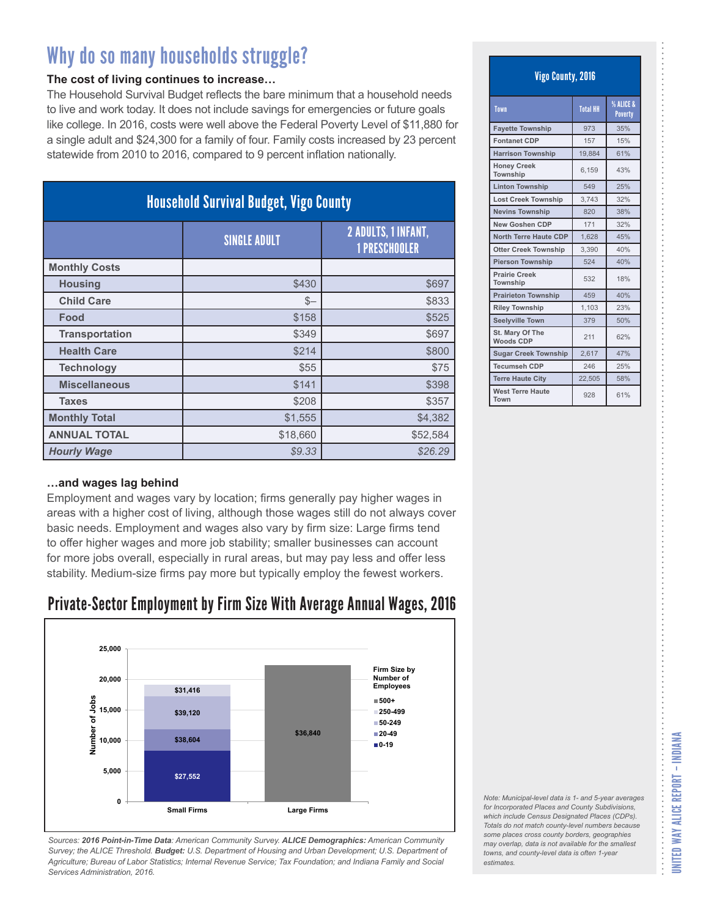# Why do so many households struggle?

**The cost of living continues to increase…**

The Household Survival Budget reflects the bare minimum that a household needs to live and work today. It does not include savings for emergencies or future goals like college. In 2016, costs were well above the Federal Poverty Level of $11,880 for a single adult and $24,300 for a family of four. Family costs increased by 23 percent statewide from 2010 to 2016, compared to 9 percent inflation nationally.

**Household Survival Budget, Vigo County**

| | SINGLE ADULT | 2 ADULTS, 1 INFANT, 1 PRESCHOOLER |
|---|---|---|
| **Monthly Costs** | | |
| Housing | $430 | $697 |
| Child Care | $– | $833 |
| Food | $158 | $525 |
| Transportation | $349 | $697 |
| Health Care | $214 | $800 |
| Technology | $55 | $75 |
| Miscellaneous | $141 | $398 |
| Taxes | $208 | $357 |
| **Monthly Total** | $1,555 | $4,382 |
| **ANNUAL TOTAL** | $18,660 | $52,584 |
| ***Hourly Wage*** | *$9.33* | *$26.29* |

**…and wages lag behind**

Employment and wages vary by location; firms generally pay higher wages in areas with a higher cost of living, although those wages still do not always cover basic needs. Employment and wages also vary by firm size: Large firms tend to offer higher wages and more job stability; smaller businesses can account for more jobs overall, especially in rural areas, but may pay less and offer less stability. Medium-size firms pay more but typically employ the fewest workers.

## Private-Sector Employment by Firm Size With Average Annual Wages, 2016

Number of Jobs
25,000
20,000
15,000
10,000
5,000
0
Small Firms: $31,416; $39,120; $38,604; $27,552
Large Firms: $36,840
Firm Size by Number of Employees
500+
250-499
50-249
20-49
0-19

*Sources: **2016 Point-in-Time Data**: American Community Survey. **ALICE Demographics:** American Community Survey; the ALICE Threshold. **Budget:** U.S. Department of Housing and Urban Development; U.S. Department of Agriculture; Bureau of Labor Statistics; Internal Revenue Service; Tax Foundation; and Indiana Family and Social Services Administration, 2016.*

**Vigo County, 2016**

| Town | Total HH | % ALICE & Poverty |
|---|---|---|
| Fayette Township | 973 | 35% |
| Fontanet CDP | 157 | 15% |
| Harrison Township | 19,884 | 61% |
| Honey Creek Township | 6,159 | 43% |
| Linton Township | 549 | 25% |
| Lost Creek Township | 3,743 | 32% |
| Nevins Township | 820 | 38% |
| New Goshen CDP | 171 | 32% |
| North Terre Haute CDP | 1,628 | 45% |
| Otter Creek Township | 3,390 | 40% |
| Pierson Township | 524 | 40% |
| Prairie Creek Township | 532 | 18% |
| Prairieton Township | 459 | 40% |
| Riley Township | 1,103 | 23% |
| Seelyville Town | 379 | 50% |
| St. Mary Of The Woods CDP | 211 | 62% |
| Sugar Creek Township | 2,617 | 47% |
| Tecumseh CDP | 246 | 25% |
| Terre Haute City | 22,505 | 58% |
| West Terre Haute Town | 928 | 61% |

*Note: Municipal-level data is 1- and 5-year averages for Incorporated Places and County Subdivisions, which include Census Designated Places (CDPs). Totals do not match county-level numbers because some places cross county borders, geographies may overlap, data is not available for the smallest towns, and county-level data is often 1-year estimates.*